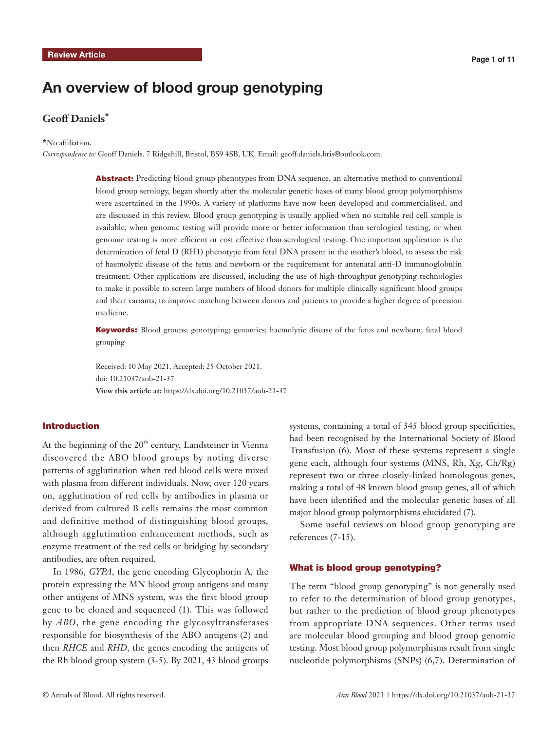Review Article

# An overview of blood group genotyping

**Geoff Daniels***

*No affiliation.

*Correspondence to:* Geoff Daniels. 7 Ridgehill, Bristol, BS9 4SB, UK. Email: geoff.daniels.bris@outlook.com.

**Abstract:** Predicting blood group phenotypes from DNA sequence, an alternative method to conventional blood group serology, began shortly after the molecular genetic bases of many blood group polymorphisms were ascertained in the 1990s. A variety of platforms have now been developed and commercialised, and are discussed in this review. Blood group genotyping is usually applied when no suitable red cell sample is available, when genomic testing will provide more or better information than serological testing, or when genomic testing is more efficient or cost effective than serological testing. One important application is the determination of fetal D (RH1) phenotype from fetal DNA present in the mother's blood, to assess the risk of haemolytic disease of the fetus and newborn or the requirement for antenatal anti-D immunoglobulin treatment. Other applications are discussed, including the use of high-throughput genotyping technologies to make it possible to screen large numbers of blood donors for multiple clinically significant blood groups and their variants, to improve matching between donors and patients to provide a higher degree of precision medicine.

**Keywords:** Blood groups; genotyping; genomics; haemolytic disease of the fetus and newborn; fetal blood grouping

Received: 10 May 2021. Accepted: 25 October 2021.
doi: 10.21037/aob-21-37
**View this article at:** https://dx.doi.org/10.21037/aob-21-37

## Introduction

At the beginning of the 20th century, Landsteiner in Vienna discovered the ABO blood groups by noting diverse patterns of agglutination when red blood cells were mixed with plasma from different individuals. Now, over 120 years on, agglutination of red cells by antibodies in plasma or derived from cultured B cells remains the most common and definitive method of distinguishing blood groups, although agglutination enhancement methods, such as enzyme treatment of the red cells or bridging by secondary antibodies, are often required.

In 1986, *GYPA*, the gene encoding Glycophorin A, the protein expressing the MN blood group antigens and many other antigens of MNS system, was the first blood group gene to be cloned and sequenced (1). This was followed by *ABO*, the gene encoding the glycosyltransferases responsible for biosynthesis of the ABO antigens (2) and then *RHCE* and *RHD*, the genes encoding the antigens of the Rh blood group system (3-5). By 2021, 43 blood groups systems, containing a total of 345 blood group specificities, had been recognised by the International Society of Blood Transfusion (6). Most of these systems represent a single gene each, although four systems (MNS, Rh, Xg, Ch/Rg) represent two or three closely-linked homologous genes, making a total of 48 known blood group genes, all of which have been identified and the molecular genetic bases of all major blood group polymorphisms elucidated (7).

Some useful reviews on blood group genotyping are references (7-15).

## What is blood group genotyping?

The term "blood group genotyping" is not generally used to refer to the determination of blood group genotypes, but rather to the prediction of blood group phenotypes from appropriate DNA sequences. Other terms used are molecular blood grouping and blood group genomic testing. Most blood group polymorphisms result from single nucleotide polymorphisms (SNPs) (6,7). Determination of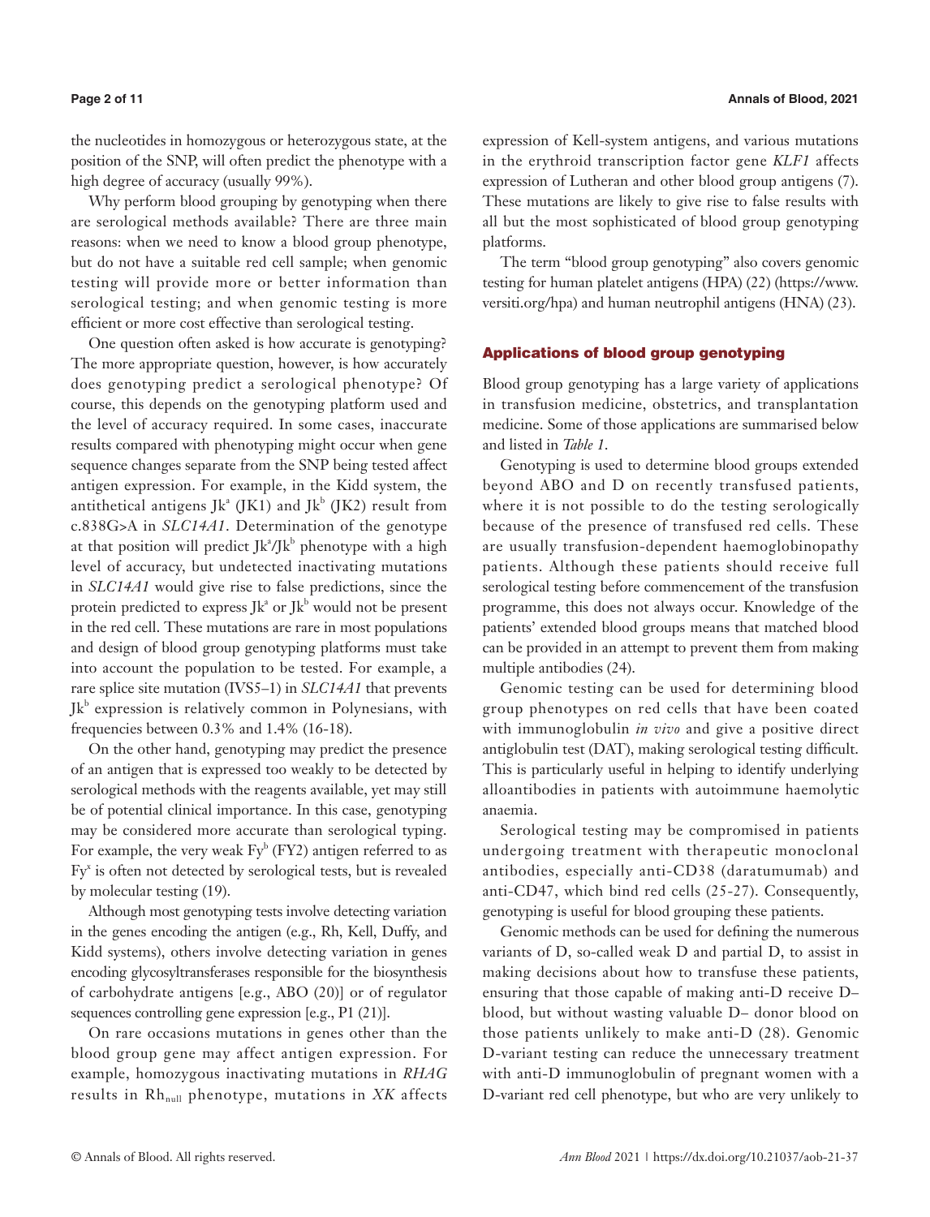the nucleotides in homozygous or heterozygous state, at the position of the SNP, will often predict the phenotype with a high degree of accuracy (usually 99%).

Why perform blood grouping by genotyping when there are serological methods available? There are three main reasons: when we need to know a blood group phenotype, but do not have a suitable red cell sample; when genomic testing will provide more or better information than serological testing; and when genomic testing is more efficient or more cost effective than serological testing.

One question often asked is how accurate is genotyping? The more appropriate question, however, is how accurately does genotyping predict a serological phenotype? Of course, this depends on the genotyping platform used and the level of accuracy required. In some cases, inaccurate results compared with phenotyping might occur when gene sequence changes separate from the SNP being tested affect antigen expression. For example, in the Kidd system, the antithetical antigens $Jk^a$ (JK1) and $Jk^b$ (JK2) result from c.838G>A in *SLC14A1*. Determination of the genotype at that position will predict $Jk^a$/$Jk^b$ phenotype with a high level of accuracy, but undetected inactivating mutations in *SLC14A1* would give rise to false predictions, since the protein predicted to express $Jk^a$ or $Jk^b$ would not be present in the red cell. These mutations are rare in most populations and design of blood group genotyping platforms must take into account the population to be tested. For example, a rare splice site mutation (IVS5–1) in *SLC14A1* that prevents $Jk^b$ expression is relatively common in Polynesians, with frequencies between 0.3% and 1.4% (16-18).

On the other hand, genotyping may predict the presence of an antigen that is expressed too weakly to be detected by serological methods with the reagents available, yet may still be of potential clinical importance. In this case, genotyping may be considered more accurate than serological typing. For example, the very weak $Fy^b$ (FY2) antigen referred to as $Fy^x$ is often not detected by serological tests, but is revealed by molecular testing (19).

Although most genotyping tests involve detecting variation in the genes encoding the antigen (e.g., Rh, Kell, Duffy, and Kidd systems), others involve detecting variation in genes encoding glycosyltransferases responsible for the biosynthesis of carbohydrate antigens [e.g., ABO (20)] or of regulator sequences controlling gene expression [e.g., P1 (21)].

On rare occasions mutations in genes other than the blood group gene may affect antigen expression. For example, homozygous inactivating mutations in *RHAG* results in $Rh_{null}$ phenotype, mutations in *XK* affects expression of Kell-system antigens, and various mutations in the erythroid transcription factor gene *KLF1* affects expression of Lutheran and other blood group antigens (7). These mutations are likely to give rise to false results with all but the most sophisticated of blood group genotyping platforms.

The term "blood group genotyping" also covers genomic testing for human platelet antigens (HPA) (22) (https://www.versiti.org/hpa) and human neutrophil antigens (HNA) (23).

## Applications of blood group genotyping

Blood group genotyping has a large variety of applications in transfusion medicine, obstetrics, and transplantation medicine. Some of those applications are summarised below and listed in *Table 1*.

Genotyping is used to determine blood groups extended beyond ABO and D on recently transfused patients, where it is not possible to do the testing serologically because of the presence of transfused red cells. These are usually transfusion-dependent haemoglobinopathy patients. Although these patients should receive full serological testing before commencement of the transfusion programme, this does not always occur. Knowledge of the patients' extended blood groups means that matched blood can be provided in an attempt to prevent them from making multiple antibodies (24).

Genomic testing can be used for determining blood group phenotypes on red cells that have been coated with immunoglobulin *in vivo* and give a positive direct antiglobulin test (DAT), making serological testing difficult. This is particularly useful in helping to identify underlying alloantibodies in patients with autoimmune haemolytic anaemia.

Serological testing may be compromised in patients undergoing treatment with therapeutic monoclonal antibodies, especially anti-CD38 (daratumumab) and anti-CD47, which bind red cells (25-27). Consequently, genotyping is useful for blood grouping these patients.

Genomic methods can be used for defining the numerous variants of D, so-called weak D and partial D, to assist in making decisions about how to transfuse these patients, ensuring that those capable of making anti-D receive D– blood, but without wasting valuable D– donor blood on those patients unlikely to make anti-D (28). Genomic D-variant testing can reduce the unnecessary treatment with anti-D immunoglobulin of pregnant women with a D-variant red cell phenotype, but who are very unlikely to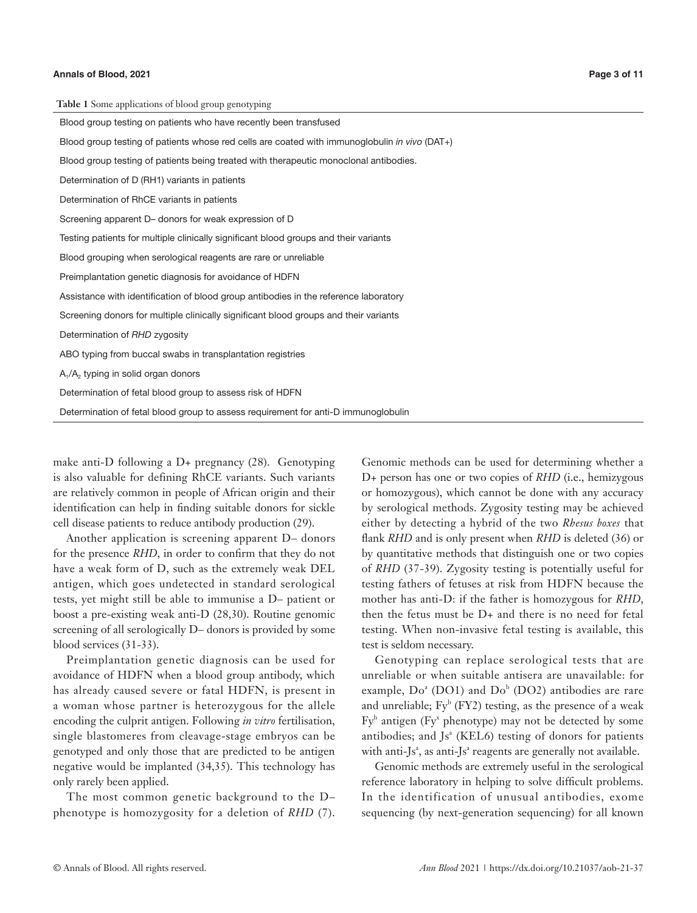**Table 1** Some applications of blood group genotyping

| Some applications of blood group genotyping |
|---|
| Blood group testing on patients who have recently been transfused |
| Blood group testing of patients whose red cells are coated with immunoglobulin *in vivo* (DAT+) |
| Blood group testing of patients being treated with therapeutic monoclonal antibodies. |
| Determination of D (RH1) variants in patients |
| Determination of RhCE variants in patients |
| Screening apparent D– donors for weak expression of D |
| Testing patients for multiple clinically significant blood groups and their variants |
| Blood grouping when serological reagents are rare or unreliable |
| Preimplantation genetic diagnosis for avoidance of HDFN |
| Assistance with identification of blood group antibodies in the reference laboratory |
| Screening donors for multiple clinically significant blood groups and their variants |
| Determination of *RHD* zygosity |
| ABO typing from buccal swabs in transplantation registries |
| $A_1/A_2$ typing in solid organ donors |
| Determination of fetal blood group to assess risk of HDFN |
| Determination of fetal blood group to assess requirement for anti-D immunoglobulin |

make anti-D following a D+ pregnancy (28). Genotyping is also valuable for defining RhCE variants. Such variants are relatively common in people of African origin and their identification can help in finding suitable donors for sickle cell disease patients to reduce antibody production (29).

Another application is screening apparent D– donors for the presence *RHD*, in order to confirm that they do not have a weak form of D, such as the extremely weak DEL antigen, which goes undetected in standard serological tests, yet might still be able to immunise a D– patient or boost a pre-existing weak anti-D (28,30). Routine genomic screening of all serologically D– donors is provided by some blood services (31-33).

Preimplantation genetic diagnosis can be used for avoidance of HDFN when a blood group antibody, which has already caused severe or fatal HDFN, is present in a woman whose partner is heterozygous for the allele encoding the culprit antigen. Following *in vitro* fertilisation, single blastomeres from cleavage-stage embryos can be genotyped and only those that are predicted to be antigen negative would be implanted (34,35). This technology has only rarely been applied.

The most common genetic background to the D– phenotype is homozygosity for a deletion of *RHD* (7). Genomic methods can be used for determining whether a D+ person has one or two copies of *RHD* (i.e., hemizygous or homozygous), which cannot be done with any accuracy by serological methods. Zygosity testing may be achieved either by detecting a hybrid of the two *Rhesus boxes* that flank *RHD* and is only present when *RHD* is deleted (36) or by quantitative methods that distinguish one or two copies of *RHD* (37-39). Zygosity testing is potentially useful for testing fathers of fetuses at risk from HDFN because the mother has anti-D: if the father is homozygous for *RHD*, then the fetus must be D+ and there is no need for fetal testing. When non-invasive fetal testing is available, this test is seldom necessary.

Genotyping can replace serological tests that are unreliable or when suitable antisera are unavailable: for example, $Do^a$ (DO1) and $Do^b$ (DO2) antibodies are rare and unreliable; $Fy^b$ (FY2) testing, as the presence of a weak $Fy^b$ antigen ($Fy^x$ phenotype) may not be detected by some antibodies; and $Js^a$ (KEL6) testing of donors for patients with anti-$Js^a$, as anti-$Js^a$ reagents are generally not available.

Genomic methods are extremely useful in the serological reference laboratory in helping to solve difficult problems. In the identification of unusual antibodies, exome sequencing (by next-generation sequencing) for all known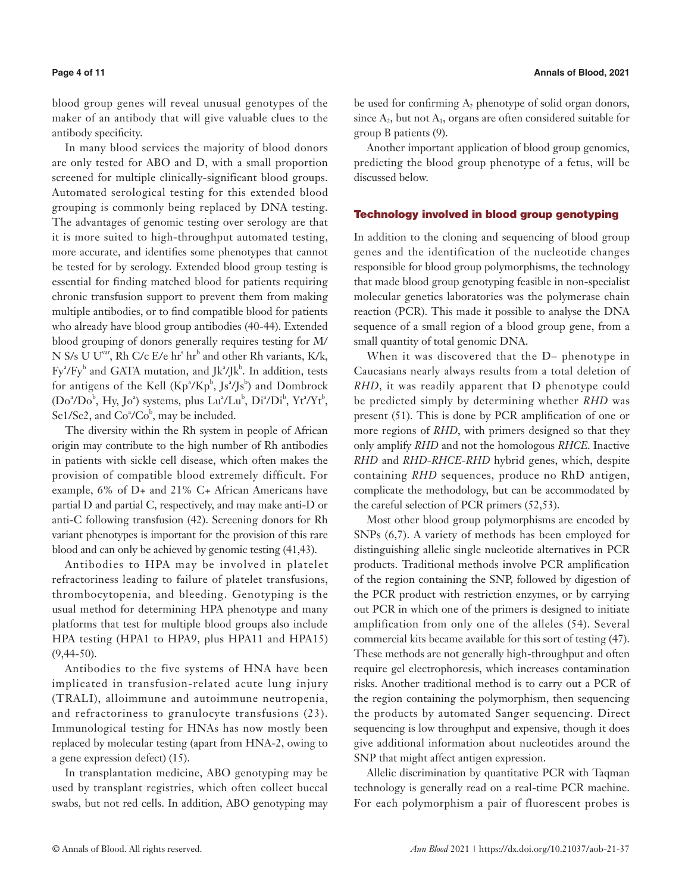blood group genes will reveal unusual genotypes of the maker of an antibody that will give valuable clues to the antibody specificity.

In many blood services the majority of blood donors are only tested for ABO and D, with a small proportion screened for multiple clinically-significant blood groups. Automated serological testing for this extended blood grouping is commonly being replaced by DNA testing. The advantages of genomic testing over serology are that it is more suited to high-throughput automated testing, more accurate, and identifies some phenotypes that cannot be tested for by serology. Extended blood group testing is essential for finding matched blood for patients requiring chronic transfusion support to prevent them from making multiple antibodies, or to find compatible blood for patients who already have blood group antibodies (40-44). Extended blood grouping of donors generally requires testing for M/N S/s U $U^{var}$, Rh C/c E/e $hr^s$ $hr^b$ and other Rh variants, K/k, $Fy^a$/$Fy^b$ and GATA mutation, and $Jk^a$/$Jk^b$. In addition, tests for antigens of the Kell ($Kp^a$/$Kp^b$, $Js^a$/$Js^b$) and Dombrock ($Do^a$/$Do^b$, Hy, $Jo^a$) systems, plus $Lu^a$/$Lu^b$, $Di^a$/$Di^b$, $Yt^a$/$Yt^b$, Sc1/Sc2, and $Co^a$/$Co^b$, may be included.

The diversity within the Rh system in people of African origin may contribute to the high number of Rh antibodies in patients with sickle cell disease, which often makes the provision of compatible blood extremely difficult. For example, 6% of D+ and 21% C+ African Americans have partial D and partial C, respectively, and may make anti-D or anti-C following transfusion (42). Screening donors for Rh variant phenotypes is important for the provision of this rare blood and can only be achieved by genomic testing (41,43).

Antibodies to HPA may be involved in platelet refractoriness leading to failure of platelet transfusions, thrombocytopenia, and bleeding. Genotyping is the usual method for determining HPA phenotype and many platforms that test for multiple blood groups also include HPA testing (HPA1 to HPA9, plus HPA11 and HPA15) (9,44-50).

Antibodies to the five systems of HNA have been implicated in transfusion-related acute lung injury (TRALI), alloimmune and autoimmune neutropenia, and refractoriness to granulocyte transfusions (23). Immunological testing for HNAs has now mostly been replaced by molecular testing (apart from HNA-2, owing to a gene expression defect) (15).

In transplantation medicine, ABO genotyping may be used by transplant registries, which often collect buccal swabs, but not red cells. In addition, ABO genotyping may be used for confirming $A_2$ phenotype of solid organ donors, since $A_2$, but not $A_1$, organs are often considered suitable for group B patients (9).

Another important application of blood group genomics, predicting the blood group phenotype of a fetus, will be discussed below.

## Technology involved in blood group genotyping

In addition to the cloning and sequencing of blood group genes and the identification of the nucleotide changes responsible for blood group polymorphisms, the technology that made blood group genotyping feasible in non-specialist molecular genetics laboratories was the polymerase chain reaction (PCR). This made it possible to analyse the DNA sequence of a small region of a blood group gene, from a small quantity of total genomic DNA.

When it was discovered that the D– phenotype in Caucasians nearly always results from a total deletion of *RHD*, it was readily apparent that D phenotype could be predicted simply by determining whether *RHD* was present (51). This is done by PCR amplification of one or more regions of *RHD*, with primers designed so that they only amplify *RHD* and not the homologous *RHCE*. Inactive *RHD* and *RHD-RHCE-RHD* hybrid genes, which, despite containing *RHD* sequences, produce no RhD antigen, complicate the methodology, but can be accommodated by the careful selection of PCR primers (52,53).

Most other blood group polymorphisms are encoded by SNPs (6,7). A variety of methods has been employed for distinguishing allelic single nucleotide alternatives in PCR products. Traditional methods involve PCR amplification of the region containing the SNP, followed by digestion of the PCR product with restriction enzymes, or by carrying out PCR in which one of the primers is designed to initiate amplification from only one of the alleles (54). Several commercial kits became available for this sort of testing (47). These methods are not generally high-throughput and often require gel electrophoresis, which increases contamination risks. Another traditional method is to carry out a PCR of the region containing the polymorphism, then sequencing the products by automated Sanger sequencing. Direct sequencing is low throughput and expensive, though it does give additional information about nucleotides around the SNP that might affect antigen expression.

Allelic discrimination by quantitative PCR with Taqman technology is generally read on a real-time PCR machine. For each polymorphism a pair of fluorescent probes is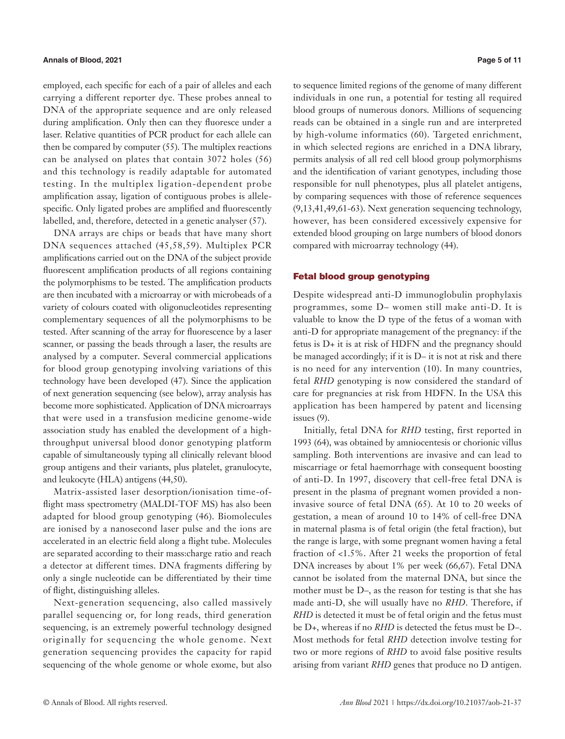employed, each specific for each of a pair of alleles and each carrying a different reporter dye. These probes anneal to DNA of the appropriate sequence and are only released during amplification. Only then can they fluoresce under a laser. Relative quantities of PCR product for each allele can then be compared by computer (55). The multiplex reactions can be analysed on plates that contain 3072 holes (56) and this technology is readily adaptable for automated testing. In the multiplex ligation-dependent probe amplification assay, ligation of contiguous probes is allele-specific. Only ligated probes are amplified and fluorescently labelled, and, therefore, detected in a genetic analyser (57).

DNA arrays are chips or beads that have many short DNA sequences attached (45,58,59). Multiplex PCR amplifications carried out on the DNA of the subject provide fluorescent amplification products of all regions containing the polymorphisms to be tested. The amplification products are then incubated with a microarray or with microbeads of a variety of colours coated with oligonucleotides representing complementary sequences of all the polymorphisms to be tested. After scanning of the array for fluorescence by a laser scanner, or passing the beads through a laser, the results are analysed by a computer. Several commercial applications for blood group genotyping involving variations of this technology have been developed (47). Since the application of next generation sequencing (see below), array analysis has become more sophisticated. Application of DNA microarrays that were used in a transfusion medicine genome-wide association study has enabled the development of a high-throughput universal blood donor genotyping platform capable of simultaneously typing all clinically relevant blood group antigens and their variants, plus platelet, granulocyte, and leukocyte (HLA) antigens (44,50).

Matrix-assisted laser desorption/ionisation time-of-flight mass spectrometry (MALDI-TOF MS) has also been adapted for blood group genotyping (46). Biomolecules are ionised by a nanosecond laser pulse and the ions are accelerated in an electric field along a flight tube. Molecules are separated according to their mass:charge ratio and reach a detector at different times. DNA fragments differing by only a single nucleotide can be differentiated by their time of flight, distinguishing alleles.

Next-generation sequencing, also called massively parallel sequencing or, for long reads, third generation sequencing, is an extremely powerful technology designed originally for sequencing the whole genome. Next generation sequencing provides the capacity for rapid sequencing of the whole genome or whole exome, but also to sequence limited regions of the genome of many different individuals in one run, a potential for testing all required blood groups of numerous donors. Millions of sequencing reads can be obtained in a single run and are interpreted by high-volume informatics (60). Targeted enrichment, in which selected regions are enriched in a DNA library, permits analysis of all red cell blood group polymorphisms and the identification of variant genotypes, including those responsible for null phenotypes, plus all platelet antigens, by comparing sequences with those of reference sequences (9,13,41,49,61-63). Next generation sequencing technology, however, has been considered excessively expensive for extended blood grouping on large numbers of blood donors compared with microarray technology (44).

## Fetal blood group genotyping

Despite widespread anti-D immunoglobulin prophylaxis programmes, some D– women still make anti-D. It is valuable to know the D type of the fetus of a woman with anti-D for appropriate management of the pregnancy: if the fetus is D+ it is at risk of HDFN and the pregnancy should be managed accordingly; if it is D– it is not at risk and there is no need for any intervention (10). In many countries, fetal *RHD* genotyping is now considered the standard of care for pregnancies at risk from HDFN. In the USA this application has been hampered by patent and licensing issues (9).

Initially, fetal DNA for *RHD* testing, first reported in 1993 (64), was obtained by amniocentesis or chorionic villus sampling. Both interventions are invasive and can lead to miscarriage or fetal haemorrhage with consequent boosting of anti-D. In 1997, discovery that cell-free fetal DNA is present in the plasma of pregnant women provided a non-invasive source of fetal DNA (65). At 10 to 20 weeks of gestation, a mean of around 10 to 14% of cell-free DNA in maternal plasma is of fetal origin (the fetal fraction), but the range is large, with some pregnant women having a fetal fraction of <1.5%. After 21 weeks the proportion of fetal DNA increases by about 1% per week (66,67). Fetal DNA cannot be isolated from the maternal DNA, but since the mother must be D–, as the reason for testing is that she has made anti-D, she will usually have no *RHD*. Therefore, if *RHD* is detected it must be of fetal origin and the fetus must be D+, whereas if no *RHD* is detected the fetus must be D–. Most methods for fetal *RHD* detection involve testing for two or more regions of *RHD* to avoid false positive results arising from variant *RHD* genes that produce no D antigen.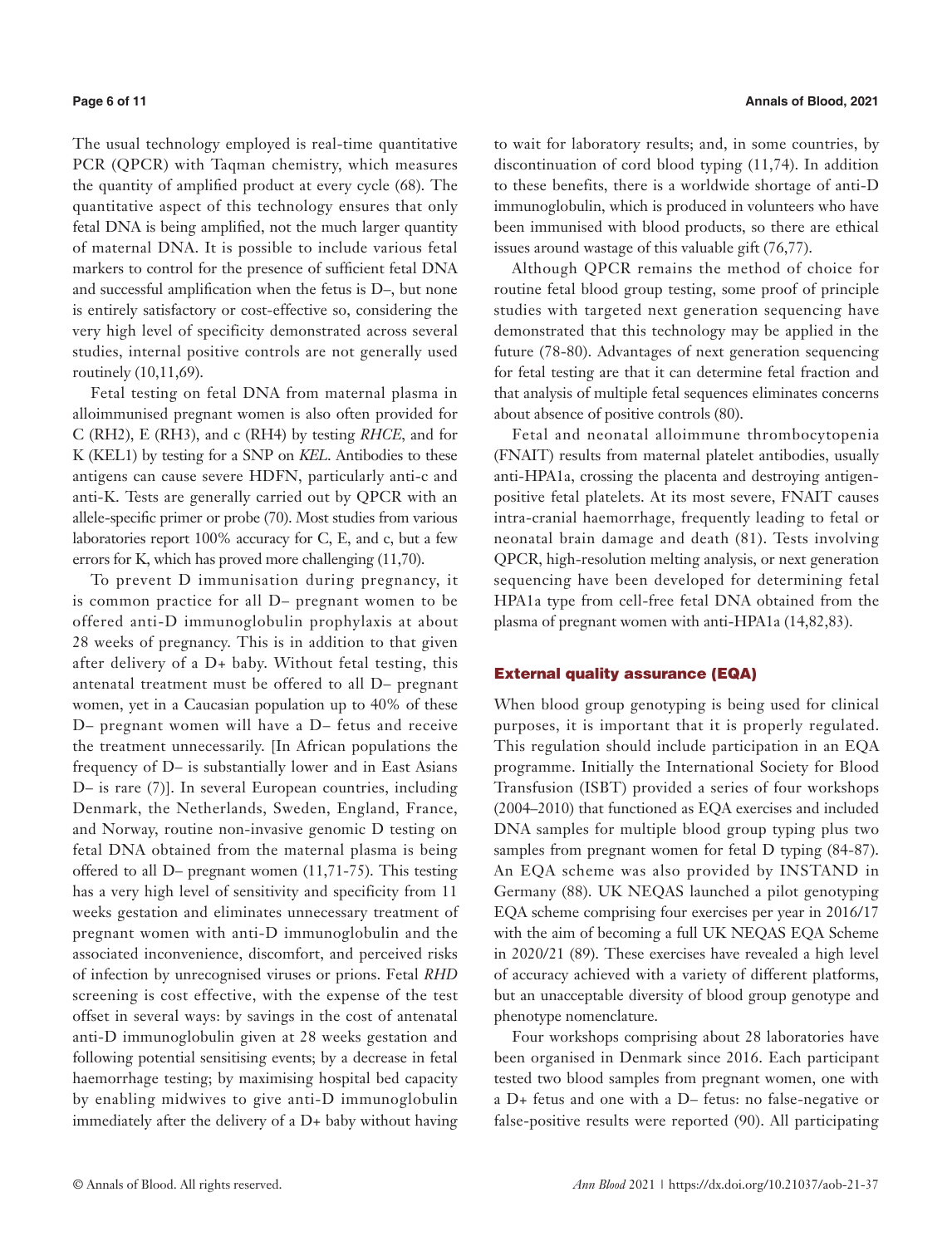The usual technology employed is real-time quantitative PCR (QPCR) with Taqman chemistry, which measures the quantity of amplified product at every cycle (68). The quantitative aspect of this technology ensures that only fetal DNA is being amplified, not the much larger quantity of maternal DNA. It is possible to include various fetal markers to control for the presence of sufficient fetal DNA and successful amplification when the fetus is D–, but none is entirely satisfactory or cost-effective so, considering the very high level of specificity demonstrated across several studies, internal positive controls are not generally used routinely (10,11,69).

Fetal testing on fetal DNA from maternal plasma in alloimmunised pregnant women is also often provided for C (RH2), E (RH3), and c (RH4) by testing *RHCE*, and for K (KEL1) by testing for a SNP on *KEL*. Antibodies to these antigens can cause severe HDFN, particularly anti-c and anti-K. Tests are generally carried out by QPCR with an allele-specific primer or probe (70). Most studies from various laboratories report 100% accuracy for C, E, and c, but a few errors for K, which has proved more challenging (11,70).

To prevent D immunisation during pregnancy, it is common practice for all D– pregnant women to be offered anti-D immunoglobulin prophylaxis at about 28 weeks of pregnancy. This is in addition to that given after delivery of a D+ baby. Without fetal testing, this antenatal treatment must be offered to all D– pregnant women, yet in a Caucasian population up to 40% of these D– pregnant women will have a D– fetus and receive the treatment unnecessarily. [In African populations the frequency of D– is substantially lower and in East Asians D– is rare (7)]. In several European countries, including Denmark, the Netherlands, Sweden, England, France, and Norway, routine non-invasive genomic D testing on fetal DNA obtained from the maternal plasma is being offered to all D– pregnant women (11,71-75). This testing has a very high level of sensitivity and specificity from 11 weeks gestation and eliminates unnecessary treatment of pregnant women with anti-D immunoglobulin and the associated inconvenience, discomfort, and perceived risks of infection by unrecognised viruses or prions. Fetal *RHD* screening is cost effective, with the expense of the test offset in several ways: by savings in the cost of antenatal anti-D immunoglobulin given at 28 weeks gestation and following potential sensitising events; by a decrease in fetal haemorrhage testing; by maximising hospital bed capacity by enabling midwives to give anti-D immunoglobulin immediately after the delivery of a D+ baby without having to wait for laboratory results; and, in some countries, by discontinuation of cord blood typing (11,74). In addition to these benefits, there is a worldwide shortage of anti-D immunoglobulin, which is produced in volunteers who have been immunised with blood products, so there are ethical issues around wastage of this valuable gift (76,77).

Although QPCR remains the method of choice for routine fetal blood group testing, some proof of principle studies with targeted next generation sequencing have demonstrated that this technology may be applied in the future (78-80). Advantages of next generation sequencing for fetal testing are that it can determine fetal fraction and that analysis of multiple fetal sequences eliminates concerns about absence of positive controls (80).

Fetal and neonatal alloimmune thrombocytopenia (FNAIT) results from maternal platelet antibodies, usually anti-HPA1a, crossing the placenta and destroying antigen-positive fetal platelets. At its most severe, FNAIT causes intra-cranial haemorrhage, frequently leading to fetal or neonatal brain damage and death (81). Tests involving QPCR, high-resolution melting analysis, or next generation sequencing have been developed for determining fetal HPA1a type from cell-free fetal DNA obtained from the plasma of pregnant women with anti-HPA1a (14,82,83).

## External quality assurance (EQA)

When blood group genotyping is being used for clinical purposes, it is important that it is properly regulated. This regulation should include participation in an EQA programme. Initially the International Society for Blood Transfusion (ISBT) provided a series of four workshops (2004–2010) that functioned as EQA exercises and included DNA samples for multiple blood group typing plus two samples from pregnant women for fetal D typing (84-87). An EQA scheme was also provided by INSTAND in Germany (88). UK NEQAS launched a pilot genotyping EQA scheme comprising four exercises per year in 2016/17 with the aim of becoming a full UK NEQAS EQA Scheme in 2020/21 (89). These exercises have revealed a high level of accuracy achieved with a variety of different platforms, but an unacceptable diversity of blood group genotype and phenotype nomenclature.

Four workshops comprising about 28 laboratories have been organised in Denmark since 2016. Each participant tested two blood samples from pregnant women, one with a D+ fetus and one with a D– fetus: no false-negative or false-positive results were reported (90). All participating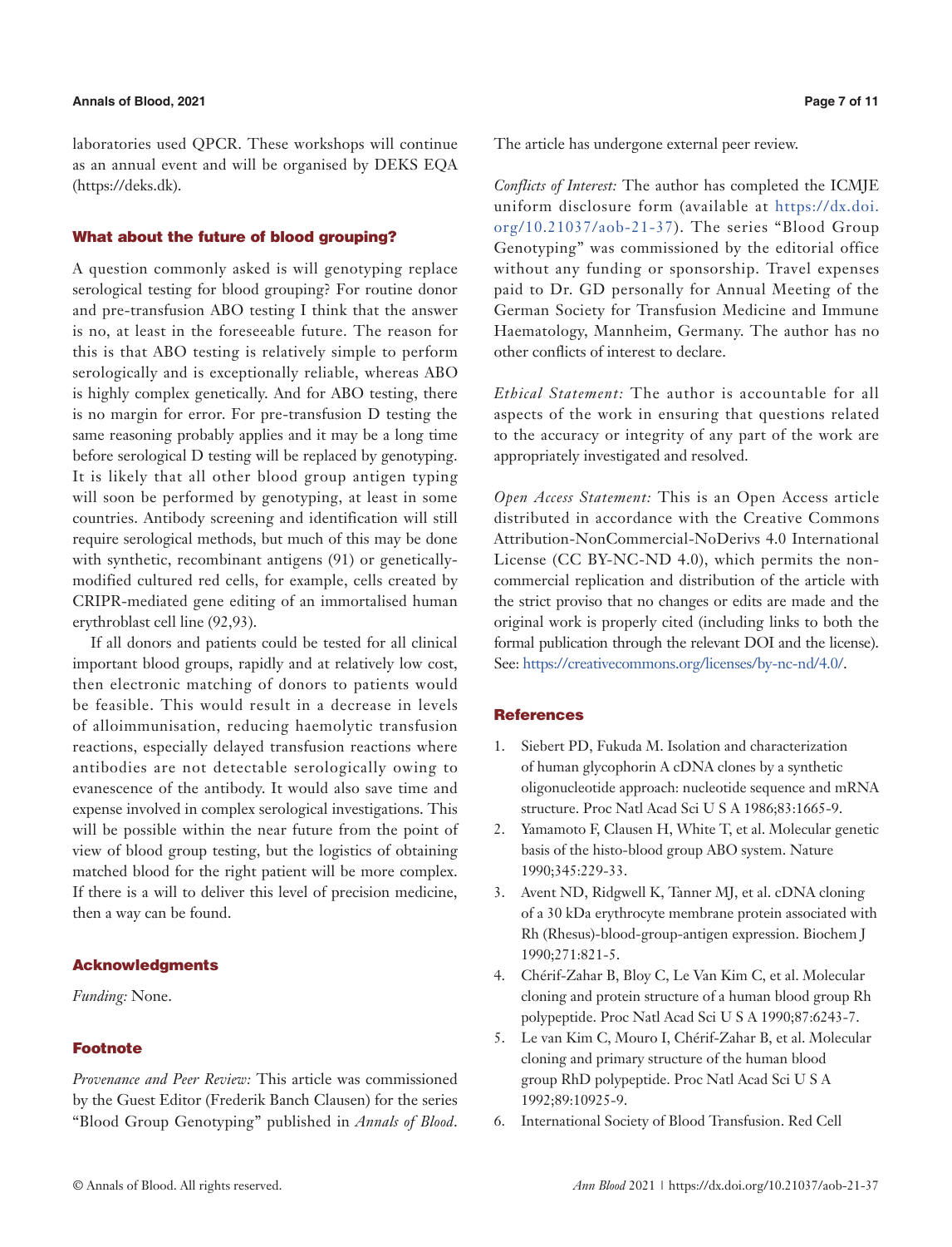laboratories used QPCR. These workshops will continue as an annual event and will be organised by DEKS EQA (https://deks.dk).

## What about the future of blood grouping?

A question commonly asked is will genotyping replace serological testing for blood grouping? For routine donor and pre-transfusion ABO testing I think that the answer is no, at least in the foreseeable future. The reason for this is that ABO testing is relatively simple to perform serologically and is exceptionally reliable, whereas ABO is highly complex genetically. And for ABO testing, there is no margin for error. For pre-transfusion D testing the same reasoning probably applies and it may be a long time before serological D testing will be replaced by genotyping. It is likely that all other blood group antigen typing will soon be performed by genotyping, at least in some countries. Antibody screening and identification will still require serological methods, but much of this may be done with synthetic, recombinant antigens (91) or genetically-modified cultured red cells, for example, cells created by CRIPR-mediated gene editing of an immortalised human erythroblast cell line (92,93).

If all donors and patients could be tested for all clinical important blood groups, rapidly and at relatively low cost, then electronic matching of donors to patients would be feasible. This would result in a decrease in levels of alloimmunisation, reducing haemolytic transfusion reactions, especially delayed transfusion reactions where antibodies are not detectable serologically owing to evanescence of the antibody. It would also save time and expense involved in complex serological investigations. This will be possible within the near future from the point of view of blood group testing, but the logistics of obtaining matched blood for the right patient will be more complex. If there is a will to deliver this level of precision medicine, then a way can be found.

## Acknowledgments

*Funding:* None.

## Footnote

*Provenance and Peer Review:* This article was commissioned by the Guest Editor (Frederik Banch Clausen) for the series "Blood Group Genotyping" published in *Annals of Blood*. The article has undergone external peer review.

*Conflicts of Interest:* The author has completed the ICMJE uniform disclosure form (available at https://dx.doi.org/10.21037/aob-21-37). The series "Blood Group Genotyping" was commissioned by the editorial office without any funding or sponsorship. Travel expenses paid to Dr. GD personally for Annual Meeting of the German Society for Transfusion Medicine and Immune Haematology, Mannheim, Germany. The author has no other conflicts of interest to declare.

*Ethical Statement:* The author is accountable for all aspects of the work in ensuring that questions related to the accuracy or integrity of any part of the work are appropriately investigated and resolved.

*Open Access Statement:* This is an Open Access article distributed in accordance with the Creative Commons Attribution-NonCommercial-NoDerivs 4.0 International License (CC BY-NC-ND 4.0), which permits the non-commercial replication and distribution of the article with the strict proviso that no changes or edits are made and the original work is properly cited (including links to both the formal publication through the relevant DOI and the license). See: https://creativecommons.org/licenses/by-nc-nd/4.0/.

## References

1. Siebert PD, Fukuda M. Isolation and characterization of human glycophorin A cDNA clones by a synthetic oligonucleotide approach: nucleotide sequence and mRNA structure. Proc Natl Acad Sci U S A 1986;83:1665-9.
2. Yamamoto F, Clausen H, White T, et al. Molecular genetic basis of the histo-blood group ABO system. Nature 1990;345:229-33.
3. Avent ND, Ridgwell K, Tanner MJ, et al. cDNA cloning of a 30 kDa erythrocyte membrane protein associated with Rh (Rhesus)-blood-group-antigen expression. Biochem J 1990;271:821-5.
4. Chérif-Zahar B, Bloy C, Le Van Kim C, et al. Molecular cloning and protein structure of a human blood group Rh polypeptide. Proc Natl Acad Sci U S A 1990;87:6243-7.
5. Le van Kim C, Mouro I, Chérif-Zahar B, et al. Molecular cloning and primary structure of the human blood group RhD polypeptide. Proc Natl Acad Sci U S A 1992;89:10925-9.
6. International Society of Blood Transfusion. Red Cell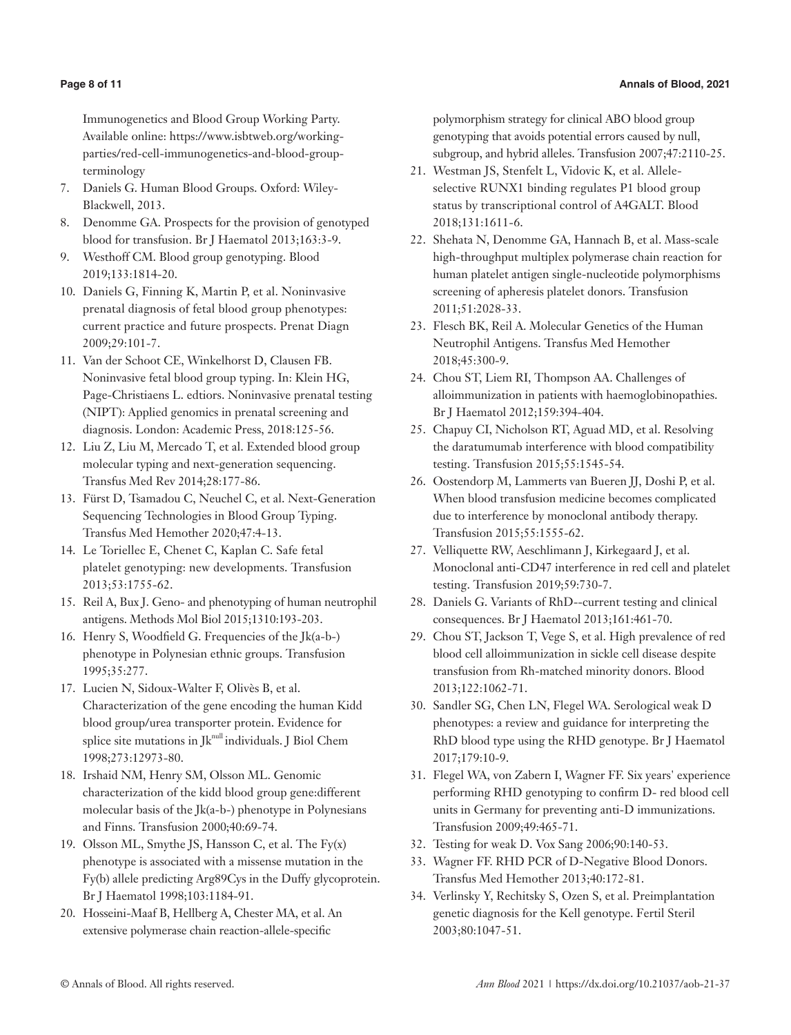Immunogenetics and Blood Group Working Party. Available online: https://www.isbtweb.org/working-parties/red-cell-immunogenetics-and-blood-group-terminology

7. Daniels G. Human Blood Groups. Oxford: Wiley-Blackwell, 2013.
8. Denomme GA. Prospects for the provision of genotyped blood for transfusion. Br J Haematol 2013;163:3-9.
9. Westhoff CM. Blood group genotyping. Blood 2019;133:1814-20.
10. Daniels G, Finning K, Martin P, et al. Noninvasive prenatal diagnosis of fetal blood group phenotypes: current practice and future prospects. Prenat Diagn 2009;29:101-7.
11. Van der Schoot CE, Winkelhorst D, Clausen FB. Noninvasive fetal blood group typing. In: Klein HG, Page-Christiaens L. edtiors. Noninvasive prenatal testing (NIPT): Applied genomics in prenatal screening and diagnosis. London: Academic Press, 2018:125-56.
12. Liu Z, Liu M, Mercado T, et al. Extended blood group molecular typing and next-generation sequencing. Transfus Med Rev 2014;28:177-86.
13. Fürst D, Tsamadou C, Neuchel C, et al. Next-Generation Sequencing Technologies in Blood Group Typing. Transfus Med Hemother 2020;47:4-13.
14. Le Toriellec E, Chenet C, Kaplan C. Safe fetal platelet genotyping: new developments. Transfusion 2013;53:1755-62.
15. Reil A, Bux J. Geno- and phenotyping of human neutrophil antigens. Methods Mol Biol 2015;1310:193-203.
16. Henry S, Woodfield G. Frequencies of the Jk(a-b-) phenotype in Polynesian ethnic groups. Transfusion 1995;35:277.
17. Lucien N, Sidoux-Walter F, Olivès B, et al. Characterization of the gene encoding the human Kidd blood group/urea transporter protein. Evidence for splice site mutations in $Jk^{null}$ individuals. J Biol Chem 1998;273:12973-80.
18. Irshaid NM, Henry SM, Olsson ML. Genomic characterization of the kidd blood group gene:different molecular basis of the Jk(a-b-) phenotype in Polynesians and Finns. Transfusion 2000;40:69-74.
19. Olsson ML, Smythe JS, Hansson C, et al. The Fy(x) phenotype is associated with a missense mutation in the Fy(b) allele predicting Arg89Cys in the Duffy glycoprotein. Br J Haematol 1998;103:1184-91.
20. Hosseini-Maaf B, Hellberg A, Chester MA, et al. An extensive polymerase chain reaction-allele-specific polymorphism strategy for clinical ABO blood group genotyping that avoids potential errors caused by null, subgroup, and hybrid alleles. Transfusion 2007;47:2110-25.
21. Westman JS, Stenfelt L, Vidovic K, et al. Allele-selective RUNX1 binding regulates P1 blood group status by transcriptional control of A4GALT. Blood 2018;131:1611-6.
22. Shehata N, Denomme GA, Hannach B, et al. Mass-scale high-throughput multiplex polymerase chain reaction for human platelet antigen single-nucleotide polymorphisms screening of apheresis platelet donors. Transfusion 2011;51:2028-33.
23. Flesch BK, Reil A. Molecular Genetics of the Human Neutrophil Antigens. Transfus Med Hemother 2018;45:300-9.
24. Chou ST, Liem RI, Thompson AA. Challenges of alloimmunization in patients with haemoglobinopathies. Br J Haematol 2012;159:394-404.
25. Chapuy CI, Nicholson RT, Aguad MD, et al. Resolving the daratumumab interference with blood compatibility testing. Transfusion 2015;55:1545-54.
26. Oostendorp M, Lammerts van Bueren JJ, Doshi P, et al. When blood transfusion medicine becomes complicated due to interference by monoclonal antibody therapy. Transfusion 2015;55:1555-62.
27. Velliquette RW, Aeschlimann J, Kirkegaard J, et al. Monoclonal anti-CD47 interference in red cell and platelet testing. Transfusion 2019;59:730-7.
28. Daniels G. Variants of RhD--current testing and clinical consequences. Br J Haematol 2013;161:461-70.
29. Chou ST, Jackson T, Vege S, et al. High prevalence of red blood cell alloimmunization in sickle cell disease despite transfusion from Rh-matched minority donors. Blood 2013;122:1062-71.
30. Sandler SG, Chen LN, Flegel WA. Serological weak D phenotypes: a review and guidance for interpreting the RhD blood type using the RHD genotype. Br J Haematol 2017;179:10-9.
31. Flegel WA, von Zabern I, Wagner FF. Six years' experience performing RHD genotyping to confirm D- red blood cell units in Germany for preventing anti-D immunizations. Transfusion 2009;49:465-71.
32. Testing for weak D. Vox Sang 2006;90:140-53.
33. Wagner FF. RHD PCR of D-Negative Blood Donors. Transfus Med Hemother 2013;40:172-81.
34. Verlinsky Y, Rechitsky S, Ozen S, et al. Preimplantation genetic diagnosis for the Kell genotype. Fertil Steril 2003;80:1047-51.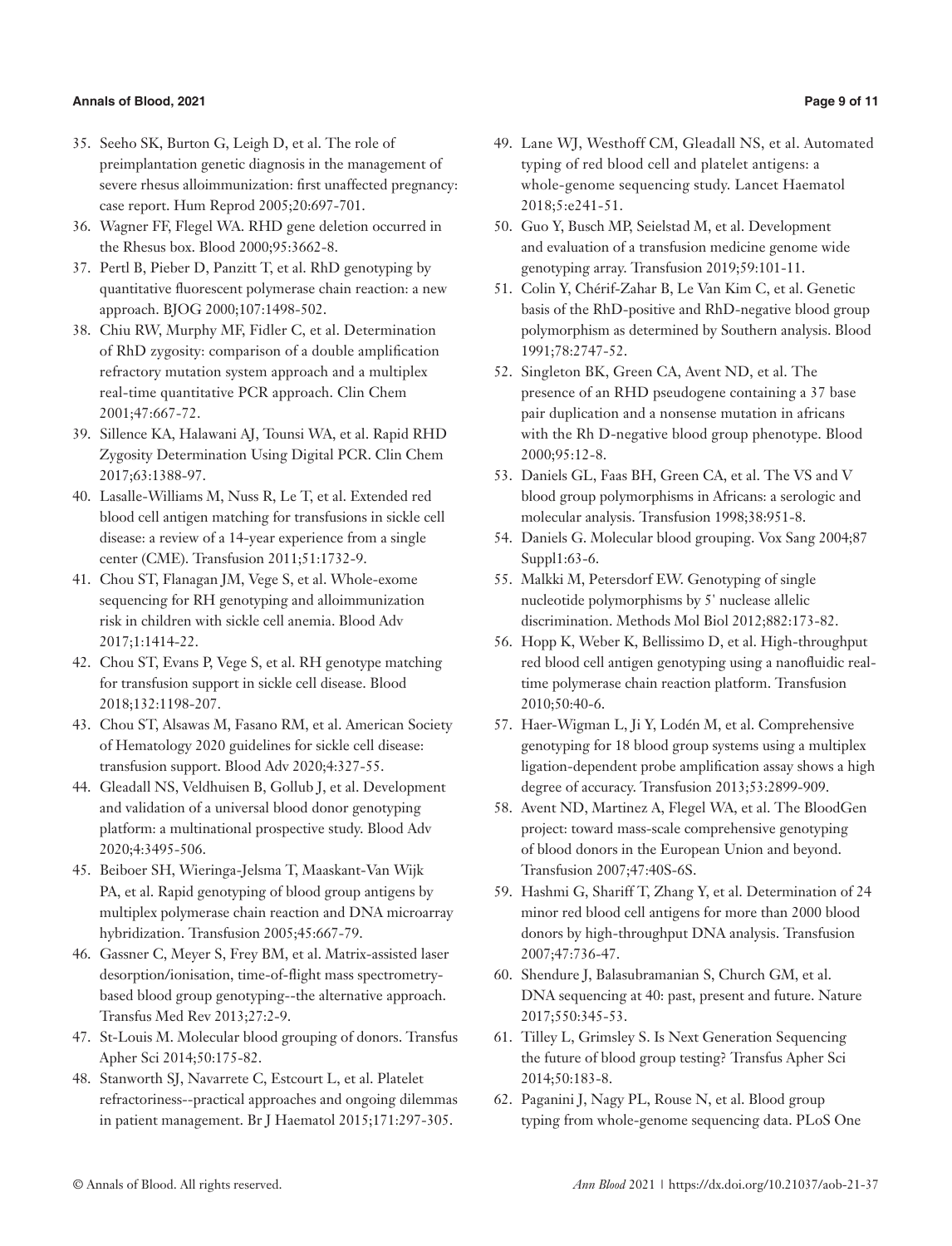35. Seeho SK, Burton G, Leigh D, et al. The role of preimplantation genetic diagnosis in the management of severe rhesus alloimmunization: first unaffected pregnancy: case report. Hum Reprod 2005;20:697-701.
36. Wagner FF, Flegel WA. RHD gene deletion occurred in the Rhesus box. Blood 2000;95:3662-8.
37. Pertl B, Pieber D, Panzitt T, et al. RhD genotyping by quantitative fluorescent polymerase chain reaction: a new approach. BJOG 2000;107:1498-502.
38. Chiu RW, Murphy MF, Fidler C, et al. Determination of RhD zygosity: comparison of a double amplification refractory mutation system approach and a multiplex real-time quantitative PCR approach. Clin Chem 2001;47:667-72.
39. Sillence KA, Halawani AJ, Tounsi WA, et al. Rapid RHD Zygosity Determination Using Digital PCR. Clin Chem 2017;63:1388-97.
40. Lasalle-Williams M, Nuss R, Le T, et al. Extended red blood cell antigen matching for transfusions in sickle cell disease: a review of a 14-year experience from a single center (CME). Transfusion 2011;51:1732-9.
41. Chou ST, Flanagan JM, Vege S, et al. Whole-exome sequencing for RH genotyping and alloimmunization risk in children with sickle cell anemia. Blood Adv 2017;1:1414-22.
42. Chou ST, Evans P, Vege S, et al. RH genotype matching for transfusion support in sickle cell disease. Blood 2018;132:1198-207.
43. Chou ST, Alsawas M, Fasano RM, et al. American Society of Hematology 2020 guidelines for sickle cell disease: transfusion support. Blood Adv 2020;4:327-55.
44. Gleadall NS, Veldhuisen B, Gollub J, et al. Development and validation of a universal blood donor genotyping platform: a multinational prospective study. Blood Adv 2020;4:3495-506.
45. Beiboer SH, Wieringa-Jelsma T, Maaskant-Van Wijk PA, et al. Rapid genotyping of blood group antigens by multiplex polymerase chain reaction and DNA microarray hybridization. Transfusion 2005;45:667-79.
46. Gassner C, Meyer S, Frey BM, et al. Matrix-assisted laser desorption/ionisation, time-of-flight mass spectrometry-based blood group genotyping--the alternative approach. Transfus Med Rev 2013;27:2-9.
47. St-Louis M. Molecular blood grouping of donors. Transfus Apher Sci 2014;50:175-82.
48. Stanworth SJ, Navarrete C, Estcourt L, et al. Platelet refractoriness--practical approaches and ongoing dilemmas in patient management. Br J Haematol 2015;171:297-305.
49. Lane WJ, Westhoff CM, Gleadall NS, et al. Automated typing of red blood cell and platelet antigens: a whole-genome sequencing study. Lancet Haematol 2018;5:e241-51.
50. Guo Y, Busch MP, Seielstad M, et al. Development and evaluation of a transfusion medicine genome wide genotyping array. Transfusion 2019;59:101-11.
51. Colin Y, Chérif-Zahar B, Le Van Kim C, et al. Genetic basis of the RhD-positive and RhD-negative blood group polymorphism as determined by Southern analysis. Blood 1991;78:2747-52.
52. Singleton BK, Green CA, Avent ND, et al. The presence of an RHD pseudogene containing a 37 base pair duplication and a nonsense mutation in africans with the Rh D-negative blood group phenotype. Blood 2000;95:12-8.
53. Daniels GL, Faas BH, Green CA, et al. The VS and V blood group polymorphisms in Africans: a serologic and molecular analysis. Transfusion 1998;38:951-8.
54. Daniels G. Molecular blood grouping. Vox Sang 2004;87 Suppl1:63-6.
55. Malkki M, Petersdorf EW. Genotyping of single nucleotide polymorphisms by 5' nuclease allelic discrimination. Methods Mol Biol 2012;882:173-82.
56. Hopp K, Weber K, Bellissimo D, et al. High-throughput red blood cell antigen genotyping using a nanofluidic real-time polymerase chain reaction platform. Transfusion 2010;50:40-6.
57. Haer-Wigman L, Ji Y, Lodén M, et al. Comprehensive genotyping for 18 blood group systems using a multiplex ligation-dependent probe amplification assay shows a high degree of accuracy. Transfusion 2013;53:2899-909.
58. Avent ND, Martinez A, Flegel WA, et al. The BloodGen project: toward mass-scale comprehensive genotyping of blood donors in the European Union and beyond. Transfusion 2007;47:40S-6S.
59. Hashmi G, Shariff T, Zhang Y, et al. Determination of 24 minor red blood cell antigens for more than 2000 blood donors by high-throughput DNA analysis. Transfusion 2007;47:736-47.
60. Shendure J, Balasubramanian S, Church GM, et al. DNA sequencing at 40: past, present and future. Nature 2017;550:345-53.
61. Tilley L, Grimsley S. Is Next Generation Sequencing the future of blood group testing? Transfus Apher Sci 2014;50:183-8.
62. Paganini J, Nagy PL, Rouse N, et al. Blood group typing from whole-genome sequencing data. PLoS One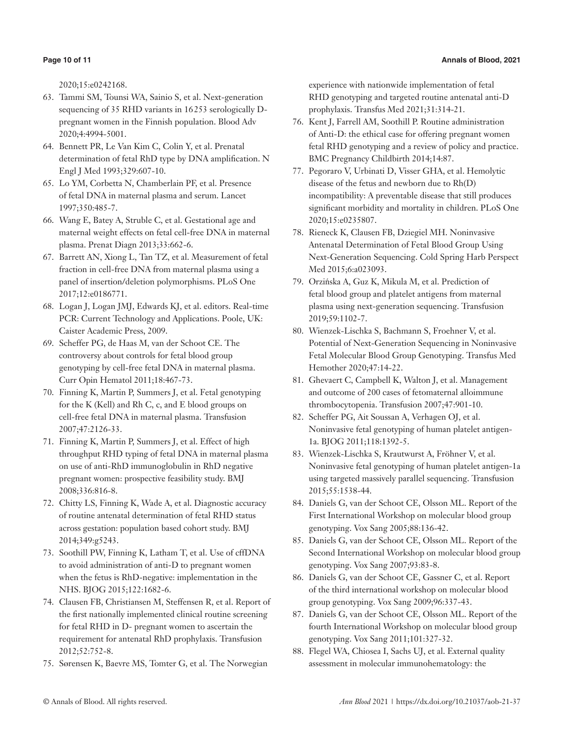2020;15:e0242168.

63. Tammi SM, Tounsi WA, Sainio S, et al. Next-generation sequencing of 35 RHD variants in 16253 serologically D-pregnant women in the Finnish population. Blood Adv 2020;4:4994-5001.
64. Bennett PR, Le Van Kim C, Colin Y, et al. Prenatal determination of fetal RhD type by DNA amplification. N Engl J Med 1993;329:607-10.
65. Lo YM, Corbetta N, Chamberlain PF, et al. Presence of fetal DNA in maternal plasma and serum. Lancet 1997;350:485-7.
66. Wang E, Batey A, Struble C, et al. Gestational age and maternal weight effects on fetal cell-free DNA in maternal plasma. Prenat Diagn 2013;33:662-6.
67. Barrett AN, Xiong L, Tan TZ, et al. Measurement of fetal fraction in cell-free DNA from maternal plasma using a panel of insertion/deletion polymorphisms. PLoS One 2017;12:e0186771.
68. Logan J, Logan JMJ, Edwards KJ, et al. editors. Real-time PCR: Current Technology and Applications. Poole, UK: Caister Academic Press, 2009.
69. Scheffer PG, de Haas M, van der Schoot CE. The controversy about controls for fetal blood group genotyping by cell-free fetal DNA in maternal plasma. Curr Opin Hematol 2011;18:467-73.
70. Finning K, Martin P, Summers J, et al. Fetal genotyping for the K (Kell) and Rh C, c, and E blood groups on cell-free fetal DNA in maternal plasma. Transfusion 2007;47:2126-33.
71. Finning K, Martin P, Summers J, et al. Effect of high throughput RHD typing of fetal DNA in maternal plasma on use of anti-RhD immunoglobulin in RhD negative pregnant women: prospective feasibility study. BMJ 2008;336:816-8.
72. Chitty LS, Finning K, Wade A, et al. Diagnostic accuracy of routine antenatal determination of fetal RHD status across gestation: population based cohort study. BMJ 2014;349:g5243.
73. Soothill PW, Finning K, Latham T, et al. Use of cffDNA to avoid administration of anti-D to pregnant women when the fetus is RhD-negative: implementation in the NHS. BJOG 2015;122:1682-6.
74. Clausen FB, Christiansen M, Steffensen R, et al. Report of the first nationally implemented clinical routine screening for fetal RHD in D- pregnant women to ascertain the requirement for antenatal RhD prophylaxis. Transfusion 2012;52:752-8.
75. Sørensen K, Baevre MS, Tomter G, et al. The Norwegian experience with nationwide implementation of fetal RHD genotyping and targeted routine antenatal anti-D prophylaxis. Transfus Med 2021;31:314-21.
76. Kent J, Farrell AM, Soothill P. Routine administration of Anti-D: the ethical case for offering pregnant women fetal RHD genotyping and a review of policy and practice. BMC Pregnancy Childbirth 2014;14:87.
77. Pegoraro V, Urbinati D, Visser GHA, et al. Hemolytic disease of the fetus and newborn due to Rh(D) incompatibility: A preventable disease that still produces significant morbidity and mortality in children. PLoS One 2020;15:e0235807.
78. Rieneck K, Clausen FB, Dziegiel MH. Noninvasive Antenatal Determination of Fetal Blood Group Using Next-Generation Sequencing. Cold Spring Harb Perspect Med 2015;6:a023093.
79. Orzińska A, Guz K, Mikula M, et al. Prediction of fetal blood group and platelet antigens from maternal plasma using next-generation sequencing. Transfusion 2019;59:1102-7.
80. Wienzek-Lischka S, Bachmann S, Froehner V, et al. Potential of Next-Generation Sequencing in Noninvasive Fetal Molecular Blood Group Genotyping. Transfus Med Hemother 2020;47:14-22.
81. Ghevaert C, Campbell K, Walton J, et al. Management and outcome of 200 cases of fetomaternal alloimmune thrombocytopenia. Transfusion 2007;47:901-10.
82. Scheffer PG, Ait Soussan A, Verhagen OJ, et al. Noninvasive fetal genotyping of human platelet antigen-1a. BJOG 2011;118:1392-5.
83. Wienzek-Lischka S, Krautwurst A, Fröhner V, et al. Noninvasive fetal genotyping of human platelet antigen-1a using targeted massively parallel sequencing. Transfusion 2015;55:1538-44.
84. Daniels G, van der Schoot CE, Olsson ML. Report of the First International Workshop on molecular blood group genotyping. Vox Sang 2005;88:136-42.
85. Daniels G, van der Schoot CE, Olsson ML. Report of the Second International Workshop on molecular blood group genotyping. Vox Sang 2007;93:83-8.
86. Daniels G, van der Schoot CE, Gassner C, et al. Report of the third international workshop on molecular blood group genotyping. Vox Sang 2009;96:337-43.
87. Daniels G, van der Schoot CE, Olsson ML. Report of the fourth International Workshop on molecular blood group genotyping. Vox Sang 2011;101:327-32.
88. Flegel WA, Chiosea I, Sachs UJ, et al. External quality assessment in molecular immunohematology: the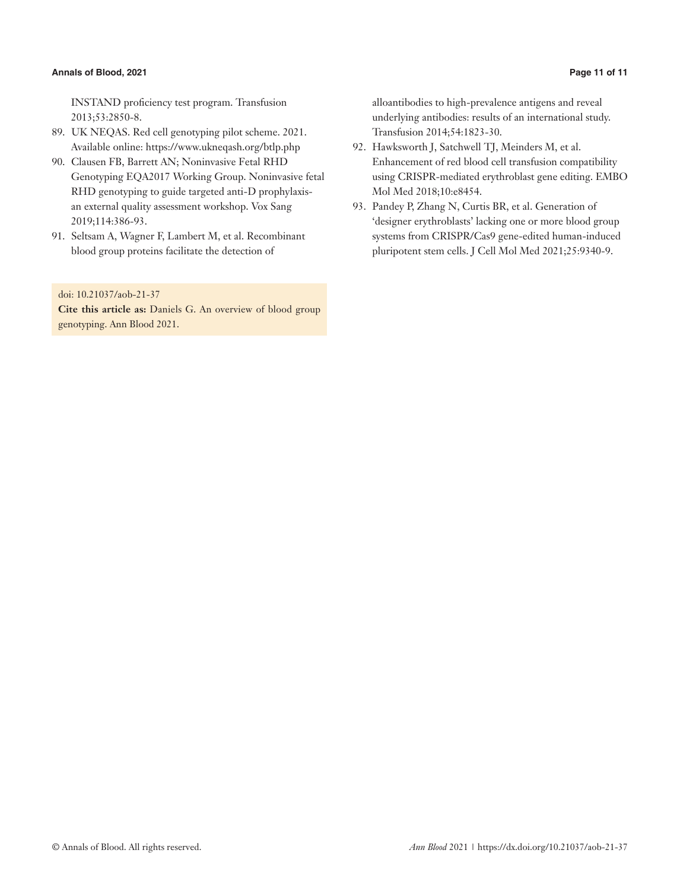INSTAND proficiency test program. Transfusion 2013;53:2850-8.

89. UK NEQAS. Red cell genotyping pilot scheme. 2021. Available online: https://www.ukneqash.org/btlp.php
90. Clausen FB, Barrett AN; Noninvasive Fetal RHD Genotyping EQA2017 Working Group. Noninvasive fetal RHD genotyping to guide targeted anti-D prophylaxis-an external quality assessment workshop. Vox Sang 2019;114:386-93.
91. Seltsam A, Wagner F, Lambert M, et al. Recombinant blood group proteins facilitate the detection of alloantibodies to high-prevalence antigens and reveal underlying antibodies: results of an international study. Transfusion 2014;54:1823-30.
92. Hawksworth J, Satchwell TJ, Meinders M, et al. Enhancement of red blood cell transfusion compatibility using CRISPR-mediated erythroblast gene editing. EMBO Mol Med 2018;10:e8454.
93. Pandey P, Zhang N, Curtis BR, et al. Generation of 'designer erythroblasts' lacking one or more blood group systems from CRISPR/Cas9 gene-edited human-induced pluripotent stem cells. J Cell Mol Med 2021;25:9340-9.

doi: 10.21037/aob-21-37

**Cite this article as:** Daniels G. An overview of blood group genotyping. Ann Blood 2021.